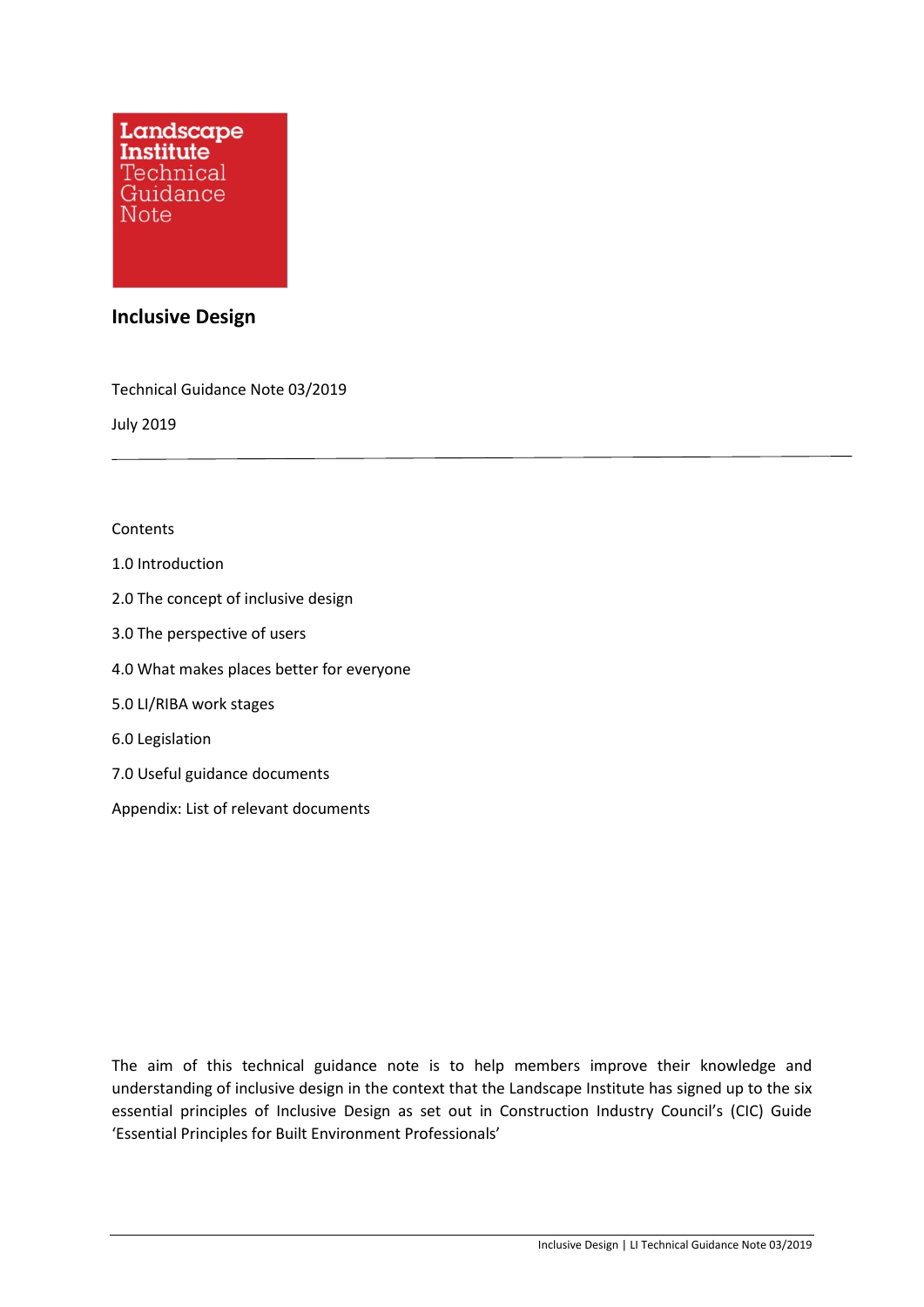Landscape Institute Technical Guidance Note

# Inclusive Design

Technical Guidance Note 03/2019

July 2019

---

Contents

1.0 Introduction

2.0 The concept of inclusive design

3.0 The perspective of users

4.0 What makes places better for everyone

5.0 LI/RIBA work stages

6.0 Legislation

7.0 Useful guidance documents

Appendix: List of relevant documents

The aim of this technical guidance note is to help members improve their knowledge and understanding of inclusive design in the context that the Landscape Institute has signed up to the six essential principles of Inclusive Design as set out in Construction Industry Council's (CIC) Guide 'Essential Principles for Built Environment Professionals'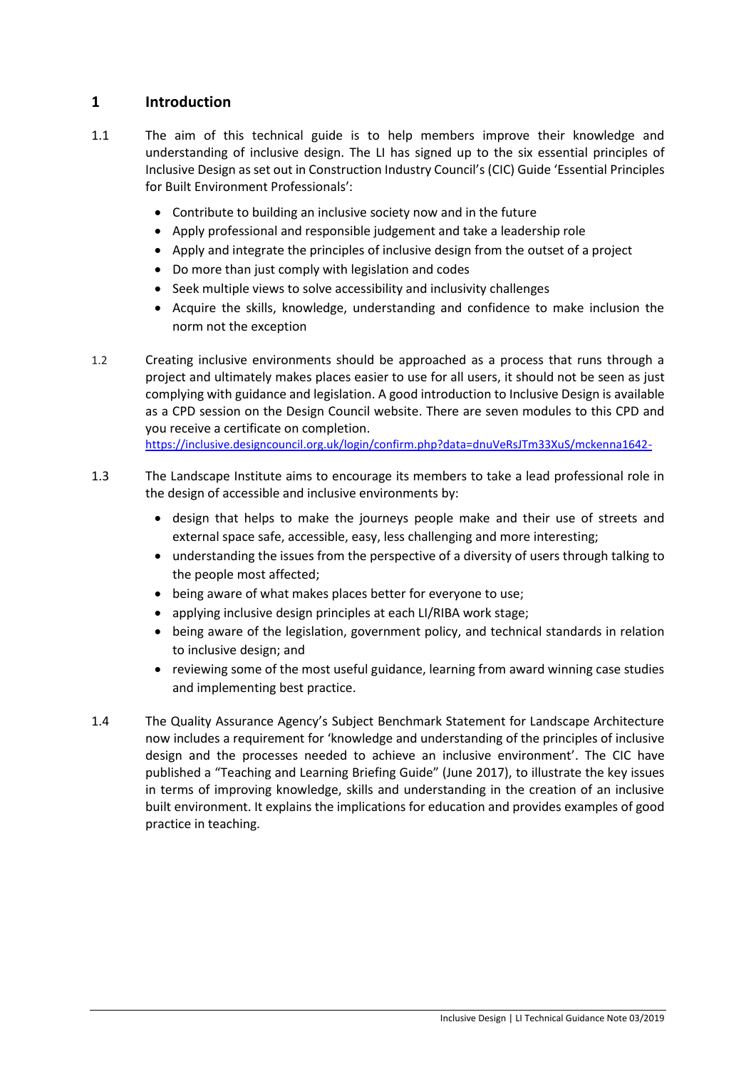## 1 Introduction

1.1 The aim of this technical guide is to help members improve their knowledge and understanding of inclusive design. The LI has signed up to the six essential principles of Inclusive Design as set out in Construction Industry Council's (CIC) Guide 'Essential Principles for Built Environment Professionals':

- Contribute to building an inclusive society now and in the future
- Apply professional and responsible judgement and take a leadership role
- Apply and integrate the principles of inclusive design from the outset of a project
- Do more than just comply with legislation and codes
- Seek multiple views to solve accessibility and inclusivity challenges
- Acquire the skills, knowledge, understanding and confidence to make inclusion the norm not the exception

1.2 Creating inclusive environments should be approached as a process that runs through a project and ultimately makes places easier to use for all users, it should not be seen as just complying with guidance and legislation. A good introduction to Inclusive Design is available as a CPD session on the Design Council website. There are seven modules to this CPD and you receive a certificate on completion.
https://inclusive.designcouncil.org.uk/login/confirm.php?data=dnuVeRsJTm33XuS/mckenna1642-

1.3 The Landscape Institute aims to encourage its members to take a lead professional role in the design of accessible and inclusive environments by:

- design that helps to make the journeys people make and their use of streets and external space safe, accessible, easy, less challenging and more interesting;
- understanding the issues from the perspective of a diversity of users through talking to the people most affected;
- being aware of what makes places better for everyone to use;
- applying inclusive design principles at each LI/RIBA work stage;
- being aware of the legislation, government policy, and technical standards in relation to inclusive design; and
- reviewing some of the most useful guidance, learning from award winning case studies and implementing best practice.

1.4 The Quality Assurance Agency's Subject Benchmark Statement for Landscape Architecture now includes a requirement for 'knowledge and understanding of the principles of inclusive design and the processes needed to achieve an inclusive environment'. The CIC have published a "Teaching and Learning Briefing Guide" (June 2017), to illustrate the key issues in terms of improving knowledge, skills and understanding in the creation of an inclusive built environment. It explains the implications for education and provides examples of good practice in teaching.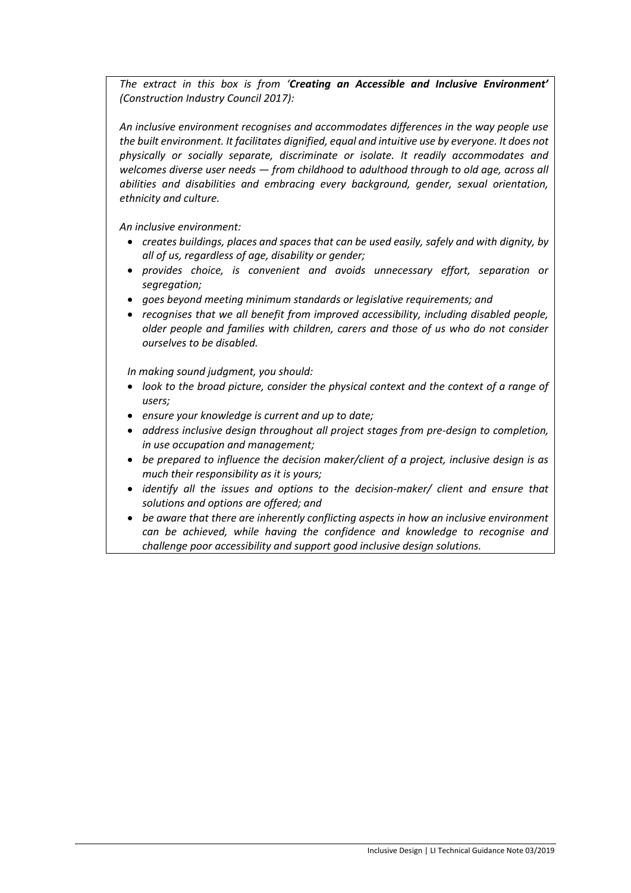*The extract in this box is from '**Creating an Accessible and Inclusive Environment**' (Construction Industry Council 2017):*

*An inclusive environment recognises and accommodates differences in the way people use the built environment. It facilitates dignified, equal and intuitive use by everyone. It does not physically or socially separate, discriminate or isolate. It readily accommodates and welcomes diverse user needs — from childhood to adulthood through to old age, across all abilities and disabilities and embracing every background, gender, sexual orientation, ethnicity and culture.*

*An inclusive environment:*

- *creates buildings, places and spaces that can be used easily, safely and with dignity, by all of us, regardless of age, disability or gender;*
- *provides choice, is convenient and avoids unnecessary effort, separation or segregation;*
- *goes beyond meeting minimum standards or legislative requirements; and*
- *recognises that we all benefit from improved accessibility, including disabled people, older people and families with children, carers and those of us who do not consider ourselves to be disabled.*

*In making sound judgment, you should:*

- *look to the broad picture, consider the physical context and the context of a range of users;*
- *ensure your knowledge is current and up to date;*
- *address inclusive design throughout all project stages from pre-design to completion, in use occupation and management;*
- *be prepared to influence the decision maker/client of a project, inclusive design is as much their responsibility as it is yours;*
- *identify all the issues and options to the decision-maker/ client and ensure that solutions and options are offered; and*
- *be aware that there are inherently conflicting aspects in how an inclusive environment can be achieved, while having the confidence and knowledge to recognise and challenge poor accessibility and support good inclusive design solutions.*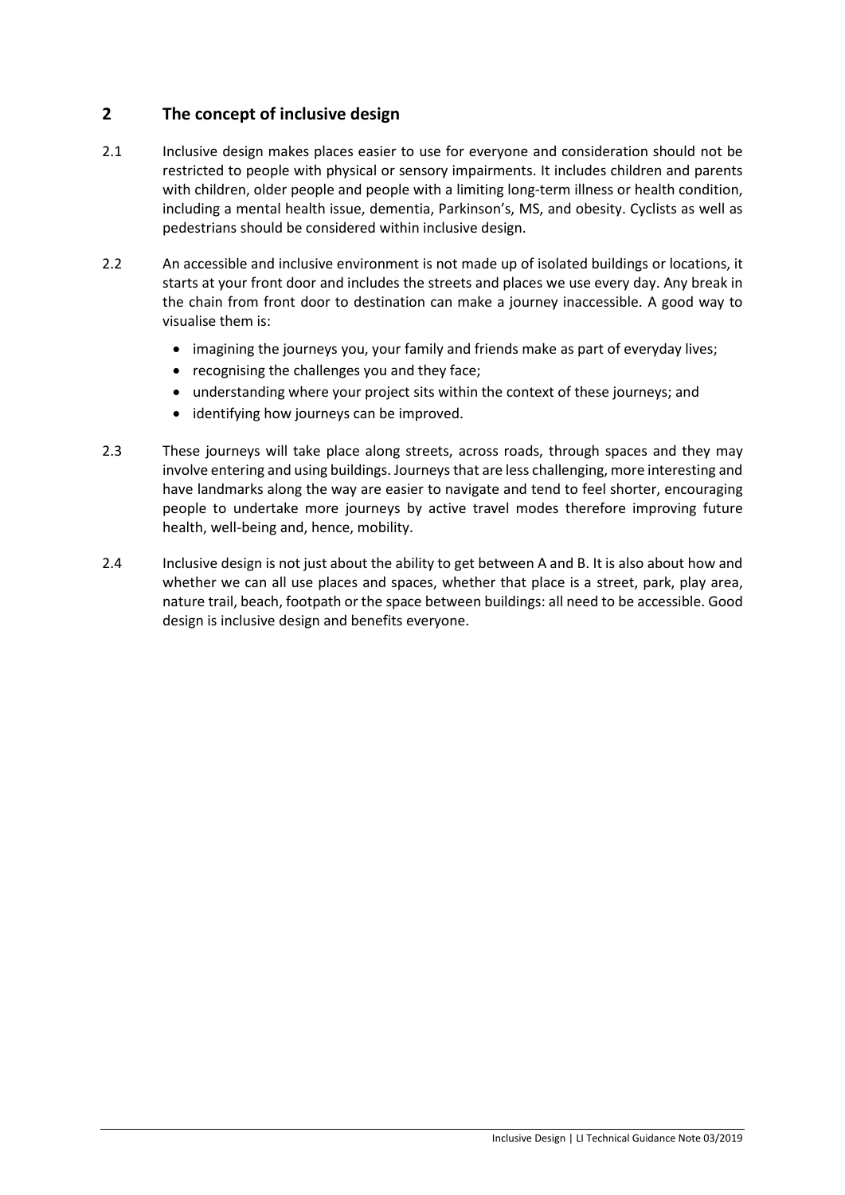## 2 The concept of inclusive design

2.1 Inclusive design makes places easier to use for everyone and consideration should not be restricted to people with physical or sensory impairments. It includes children and parents with children, older people and people with a limiting long-term illness or health condition, including a mental health issue, dementia, Parkinson's, MS, and obesity. Cyclists as well as pedestrians should be considered within inclusive design.

2.2 An accessible and inclusive environment is not made up of isolated buildings or locations, it starts at your front door and includes the streets and places we use every day. Any break in the chain from front door to destination can make a journey inaccessible. A good way to visualise them is:

- imagining the journeys you, your family and friends make as part of everyday lives;
- recognising the challenges you and they face;
- understanding where your project sits within the context of these journeys; and
- identifying how journeys can be improved.

2.3 These journeys will take place along streets, across roads, through spaces and they may involve entering and using buildings. Journeys that are less challenging, more interesting and have landmarks along the way are easier to navigate and tend to feel shorter, encouraging people to undertake more journeys by active travel modes therefore improving future health, well-being and, hence, mobility.

2.4 Inclusive design is not just about the ability to get between A and B. It is also about how and whether we can all use places and spaces, whether that place is a street, park, play area, nature trail, beach, footpath or the space between buildings: all need to be accessible. Good design is inclusive design and benefits everyone.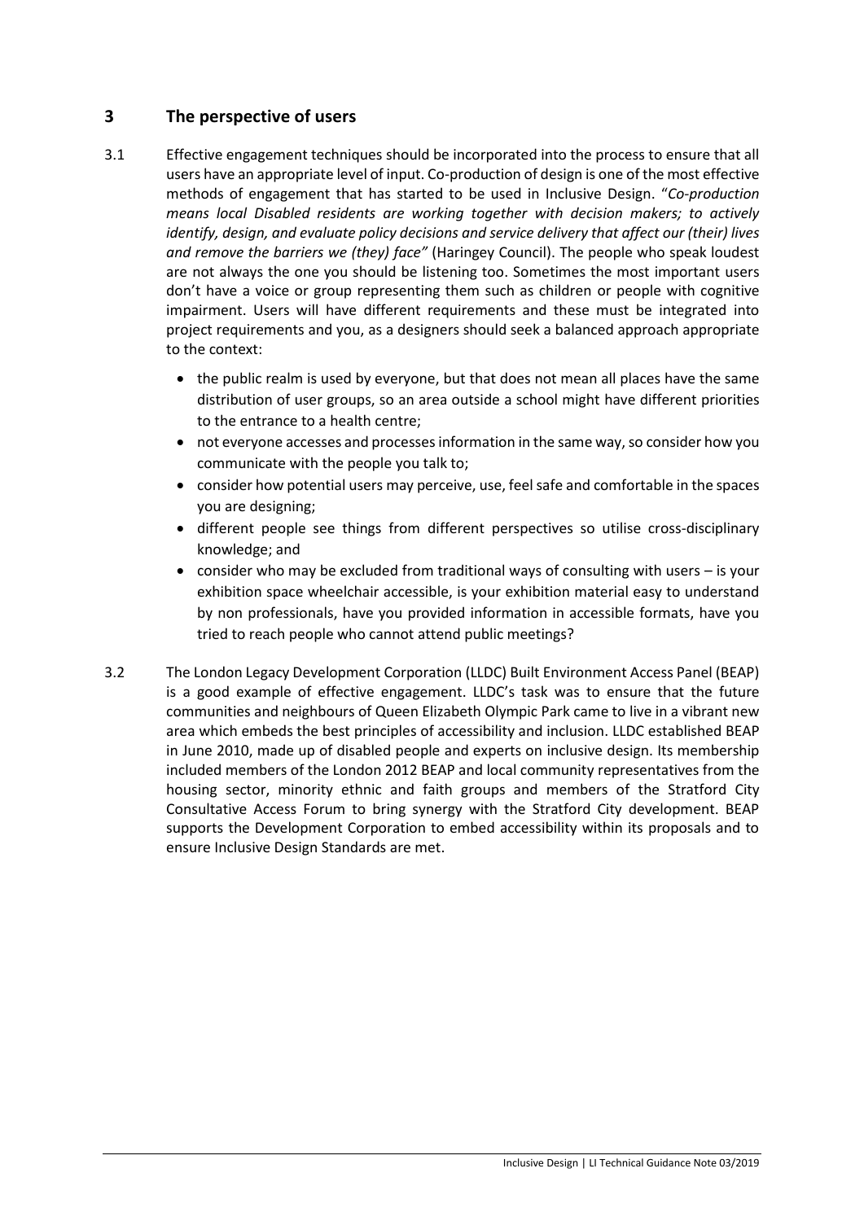## 3 The perspective of users

3.1 Effective engagement techniques should be incorporated into the process to ensure that all users have an appropriate level of input. Co-production of design is one of the most effective methods of engagement that has started to be used in Inclusive Design. "*Co-production means local Disabled residents are working together with decision makers; to actively identify, design, and evaluate policy decisions and service delivery that affect our (their) lives and remove the barriers we (they) face"* (Haringey Council). The people who speak loudest are not always the one you should be listening too. Sometimes the most important users don't have a voice or group representing them such as children or people with cognitive impairment. Users will have different requirements and these must be integrated into project requirements and you, as a designers should seek a balanced approach appropriate to the context:

- the public realm is used by everyone, but that does not mean all places have the same distribution of user groups, so an area outside a school might have different priorities to the entrance to a health centre;
- not everyone accesses and processes information in the same way, so consider how you communicate with the people you talk to;
- consider how potential users may perceive, use, feel safe and comfortable in the spaces you are designing;
- different people see things from different perspectives so utilise cross-disciplinary knowledge; and
- consider who may be excluded from traditional ways of consulting with users – is your exhibition space wheelchair accessible, is your exhibition material easy to understand by non professionals, have you provided information in accessible formats, have you tried to reach people who cannot attend public meetings?

3.2 The London Legacy Development Corporation (LLDC) Built Environment Access Panel (BEAP) is a good example of effective engagement. LLDC's task was to ensure that the future communities and neighbours of Queen Elizabeth Olympic Park came to live in a vibrant new area which embeds the best principles of accessibility and inclusion. LLDC established BEAP in June 2010, made up of disabled people and experts on inclusive design. Its membership included members of the London 2012 BEAP and local community representatives from the housing sector, minority ethnic and faith groups and members of the Stratford City Consultative Access Forum to bring synergy with the Stratford City development. BEAP supports the Development Corporation to embed accessibility within its proposals and to ensure Inclusive Design Standards are met.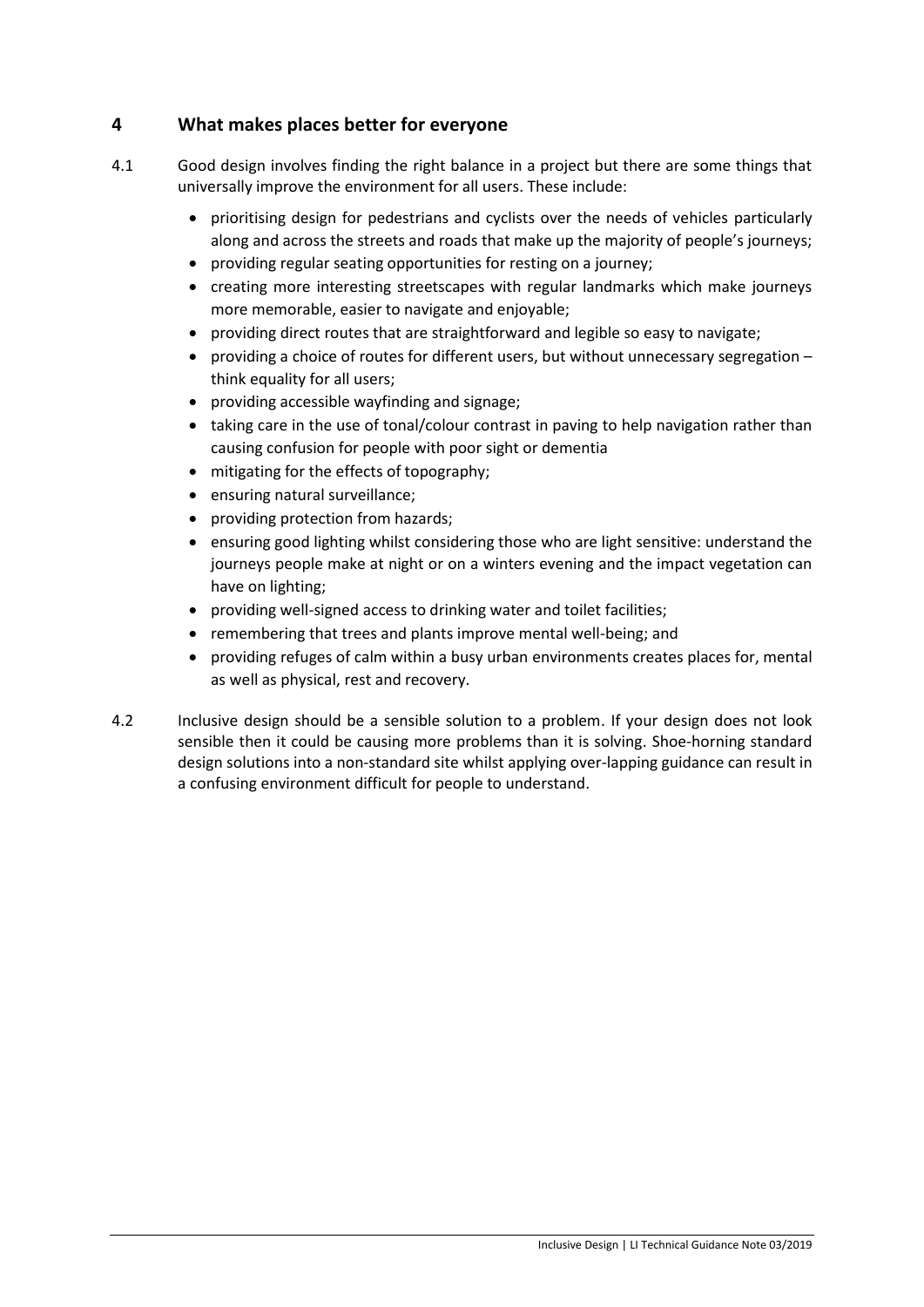## 4 What makes places better for everyone

4.1 Good design involves finding the right balance in a project but there are some things that universally improve the environment for all users. These include:

- prioritising design for pedestrians and cyclists over the needs of vehicles particularly along and across the streets and roads that make up the majority of people's journeys;
- providing regular seating opportunities for resting on a journey;
- creating more interesting streetscapes with regular landmarks which make journeys more memorable, easier to navigate and enjoyable;
- providing direct routes that are straightforward and legible so easy to navigate;
- providing a choice of routes for different users, but without unnecessary segregation – think equality for all users;
- providing accessible wayfinding and signage;
- taking care in the use of tonal/colour contrast in paving to help navigation rather than causing confusion for people with poor sight or dementia
- mitigating for the effects of topography;
- ensuring natural surveillance;
- providing protection from hazards;
- ensuring good lighting whilst considering those who are light sensitive: understand the journeys people make at night or on a winters evening and the impact vegetation can have on lighting;
- providing well-signed access to drinking water and toilet facilities;
- remembering that trees and plants improve mental well-being; and
- providing refuges of calm within a busy urban environments creates places for, mental as well as physical, rest and recovery.

4.2 Inclusive design should be a sensible solution to a problem. If your design does not look sensible then it could be causing more problems than it is solving. Shoe-horning standard design solutions into a non-standard site whilst applying over-lapping guidance can result in a confusing environment difficult for people to understand.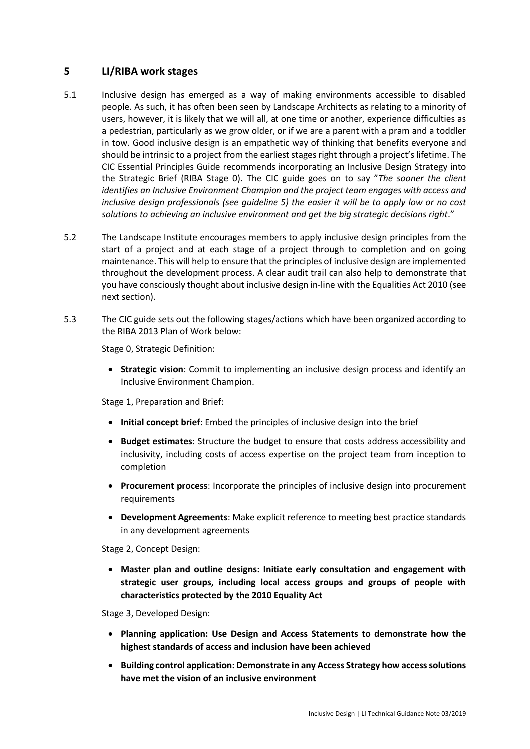## 5 LI/RIBA work stages

5.1 Inclusive design has emerged as a way of making environments accessible to disabled people. As such, it has often been seen by Landscape Architects as relating to a minority of users, however, it is likely that we will all, at one time or another, experience difficulties as a pedestrian, particularly as we grow older, or if we are a parent with a pram and a toddler in tow. Good inclusive design is an empathetic way of thinking that benefits everyone and should be intrinsic to a project from the earliest stages right through a project's lifetime. The CIC Essential Principles Guide recommends incorporating an Inclusive Design Strategy into the Strategic Brief (RIBA Stage 0). The CIC guide goes on to say "*The sooner the client identifies an Inclusive Environment Champion and the project team engages with access and inclusive design professionals (see guideline 5) the easier it will be to apply low or no cost solutions to achieving an inclusive environment and get the big strategic decisions right*."

5.2 The Landscape Institute encourages members to apply inclusive design principles from the start of a project and at each stage of a project through to completion and on going maintenance. This will help to ensure that the principles of inclusive design are implemented throughout the development process. A clear audit trail can also help to demonstrate that you have consciously thought about inclusive design in-line with the Equalities Act 2010 (see next section).

5.3 The CIC guide sets out the following stages/actions which have been organized according to the RIBA 2013 Plan of Work below:

Stage 0, Strategic Definition:

- **Strategic vision**: Commit to implementing an inclusive design process and identify an Inclusive Environment Champion.

Stage 1, Preparation and Brief:

- **Initial concept brief**: Embed the principles of inclusive design into the brief
- **Budget estimates**: Structure the budget to ensure that costs address accessibility and inclusivity, including costs of access expertise on the project team from inception to completion
- **Procurement process**: Incorporate the principles of inclusive design into procurement requirements
- **Development Agreements**: Make explicit reference to meeting best practice standards in any development agreements

Stage 2, Concept Design:

- **Master plan and outline designs: Initiate early consultation and engagement with strategic user groups, including local access groups and groups of people with characteristics protected by the 2010 Equality Act**

Stage 3, Developed Design:

- **Planning application: Use Design and Access Statements to demonstrate how the highest standards of access and inclusion have been achieved**
- **Building control application: Demonstrate in any Access Strategy how access solutions have met the vision of an inclusive environment**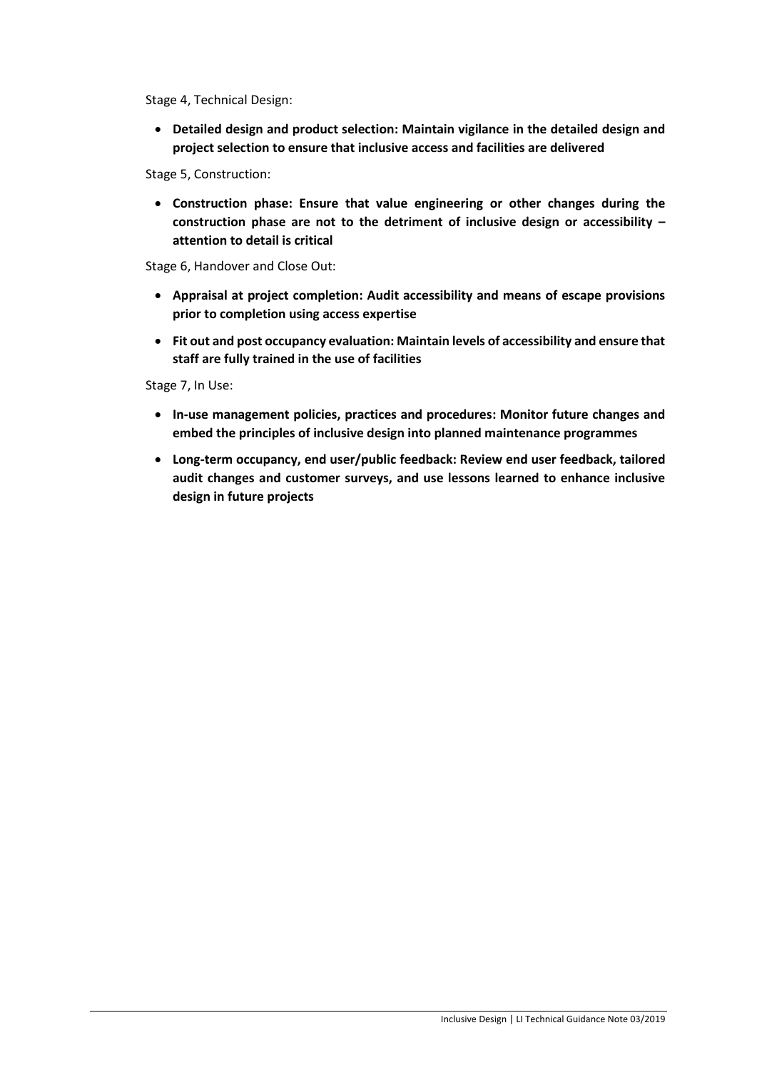Stage 4, Technical Design:

- **Detailed design and product selection: Maintain vigilance in the detailed design and project selection to ensure that inclusive access and facilities are delivered**

Stage 5, Construction:

- **Construction phase: Ensure that value engineering or other changes during the construction phase are not to the detriment of inclusive design or accessibility – attention to detail is critical**

Stage 6, Handover and Close Out:

- **Appraisal at project completion: Audit accessibility and means of escape provisions prior to completion using access expertise**
- **Fit out and post occupancy evaluation: Maintain levels of accessibility and ensure that staff are fully trained in the use of facilities**

Stage 7, In Use:

- **In-use management policies, practices and procedures: Monitor future changes and embed the principles of inclusive design into planned maintenance programmes**
- **Long-term occupancy, end user/public feedback: Review end user feedback, tailored audit changes and customer surveys, and use lessons learned to enhance inclusive design in future projects**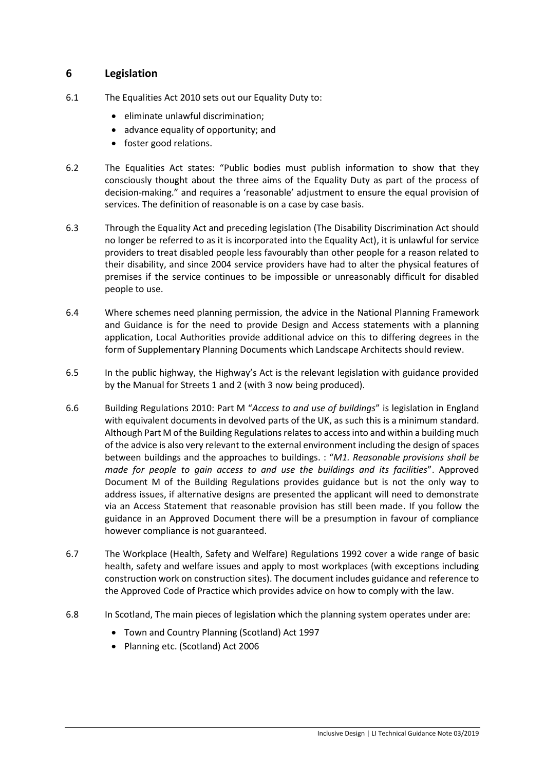## 6 Legislation

6.1 The Equalities Act 2010 sets out our Equality Duty to:

- eliminate unlawful discrimination;
- advance equality of opportunity; and
- foster good relations.

6.2 The Equalities Act states: "Public bodies must publish information to show that they consciously thought about the three aims of the Equality Duty as part of the process of decision-making." and requires a 'reasonable' adjustment to ensure the equal provision of services. The definition of reasonable is on a case by case basis.

6.3 Through the Equality Act and preceding legislation (The Disability Discrimination Act should no longer be referred to as it is incorporated into the Equality Act), it is unlawful for service providers to treat disabled people less favourably than other people for a reason related to their disability, and since 2004 service providers have had to alter the physical features of premises if the service continues to be impossible or unreasonably difficult for disabled people to use.

6.4 Where schemes need planning permission, the advice in the National Planning Framework and Guidance is for the need to provide Design and Access statements with a planning application, Local Authorities provide additional advice on this to differing degrees in the form of Supplementary Planning Documents which Landscape Architects should review.

6.5 In the public highway, the Highway's Act is the relevant legislation with guidance provided by the Manual for Streets 1 and 2 (with 3 now being produced).

6.6 Building Regulations 2010: Part M "*Access to and use of buildings*" is legislation in England with equivalent documents in devolved parts of the UK, as such this is a minimum standard. Although Part M of the Building Regulations relates to access into and within a building much of the advice is also very relevant to the external environment including the design of spaces between buildings and the approaches to buildings. : "*M1. Reasonable provisions shall be made for people to gain access to and use the buildings and its facilities*". Approved Document M of the Building Regulations provides guidance but is not the only way to address issues, if alternative designs are presented the applicant will need to demonstrate via an Access Statement that reasonable provision has still been made. If you follow the guidance in an Approved Document there will be a presumption in favour of compliance however compliance is not guaranteed.

6.7 The Workplace (Health, Safety and Welfare) Regulations 1992 cover a wide range of basic health, safety and welfare issues and apply to most workplaces (with exceptions including construction work on construction sites). The document includes guidance and reference to the Approved Code of Practice which provides advice on how to comply with the law.

6.8 In Scotland, The main pieces of legislation which the planning system operates under are:

- Town and Country Planning (Scotland) Act 1997
- Planning etc. (Scotland) Act 2006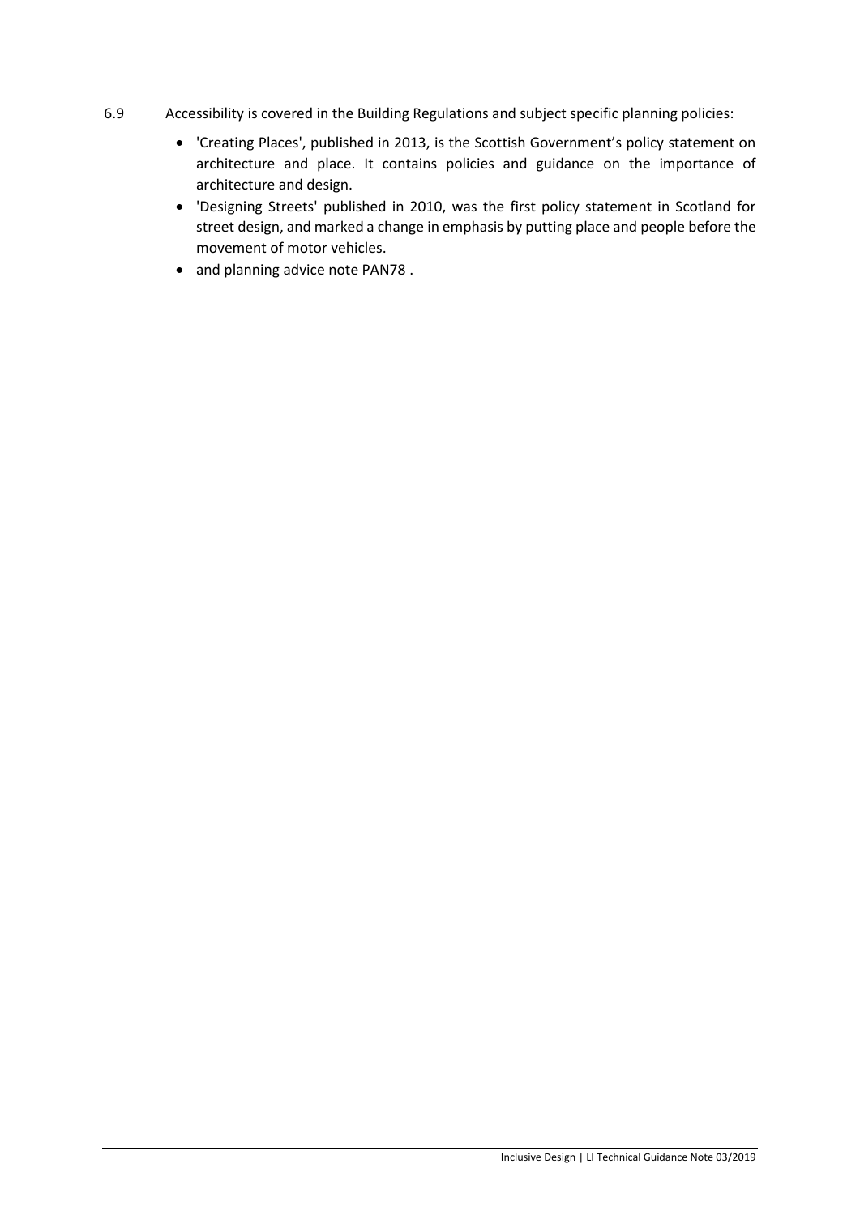6.9 Accessibility is covered in the Building Regulations and subject specific planning policies:

- 'Creating Places', published in 2013, is the Scottish Government's policy statement on architecture and place. It contains policies and guidance on the importance of architecture and design.
- 'Designing Streets' published in 2010, was the first policy statement in Scotland for street design, and marked a change in emphasis by putting place and people before the movement of motor vehicles.
- and planning advice note PAN78 .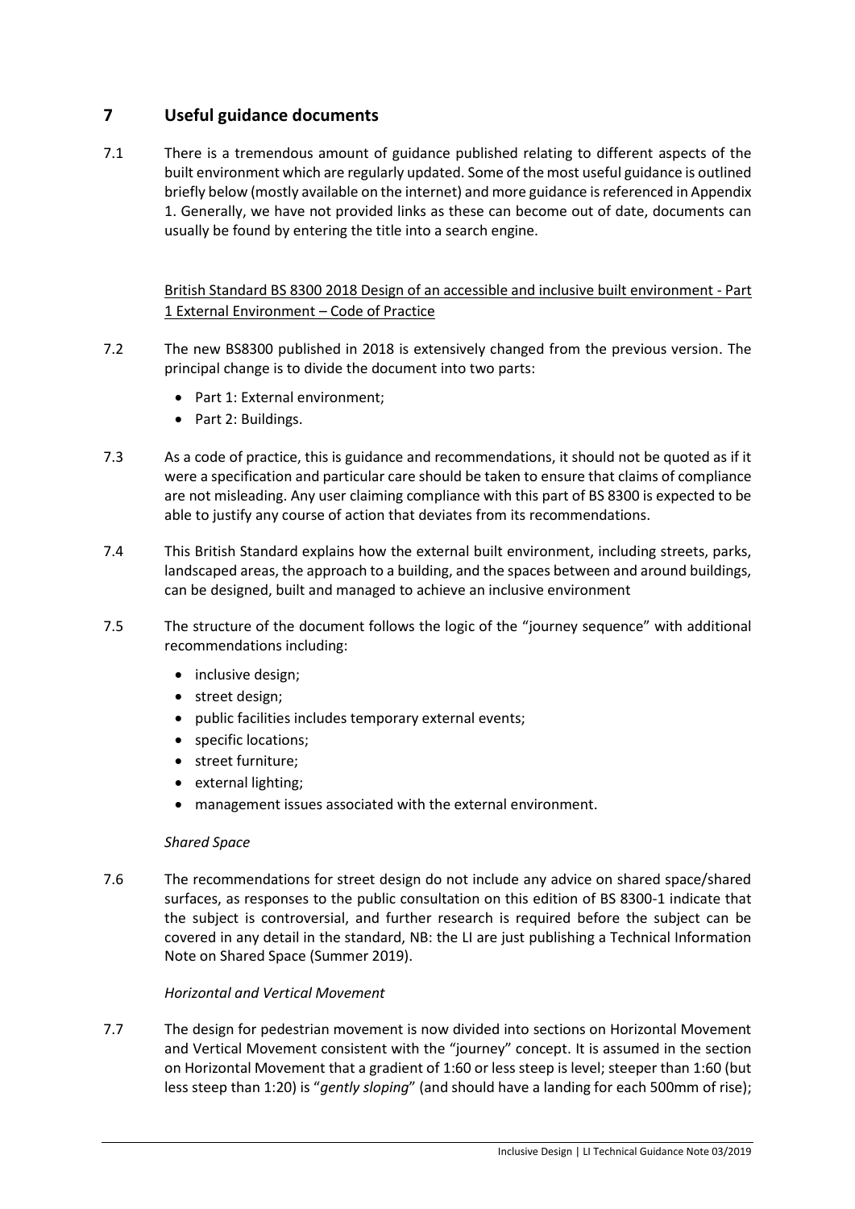## 7 Useful guidance documents

7.1 There is a tremendous amount of guidance published relating to different aspects of the built environment which are regularly updated. Some of the most useful guidance is outlined briefly below (mostly available on the internet) and more guidance is referenced in Appendix 1. Generally, we have not provided links as these can become out of date, documents can usually be found by entering the title into a search engine.

British Standard BS 8300 2018 Design of an accessible and inclusive built environment - Part 1 External Environment – Code of Practice

7.2 The new BS8300 published in 2018 is extensively changed from the previous version. The principal change is to divide the document into two parts:

- Part 1: External environment;
- Part 2: Buildings.

7.3 As a code of practice, this is guidance and recommendations, it should not be quoted as if it were a specification and particular care should be taken to ensure that claims of compliance are not misleading. Any user claiming compliance with this part of BS 8300 is expected to be able to justify any course of action that deviates from its recommendations.

7.4 This British Standard explains how the external built environment, including streets, parks, landscaped areas, the approach to a building, and the spaces between and around buildings, can be designed, built and managed to achieve an inclusive environment

7.5 The structure of the document follows the logic of the "journey sequence" with additional recommendations including:

- inclusive design;
- street design;
- public facilities includes temporary external events;
- specific locations;
- street furniture;
- external lighting;
- management issues associated with the external environment.

*Shared Space*

7.6 The recommendations for street design do not include any advice on shared space/shared surfaces, as responses to the public consultation on this edition of BS 8300-1 indicate that the subject is controversial, and further research is required before the subject can be covered in any detail in the standard, NB: the LI are just publishing a Technical Information Note on Shared Space (Summer 2019).

*Horizontal and Vertical Movement*

7.7 The design for pedestrian movement is now divided into sections on Horizontal Movement and Vertical Movement consistent with the "journey" concept. It is assumed in the section on Horizontal Movement that a gradient of 1:60 or less steep is level; steeper than 1:60 (but less steep than 1:20) is "*gently sloping*" (and should have a landing for each 500mm of rise);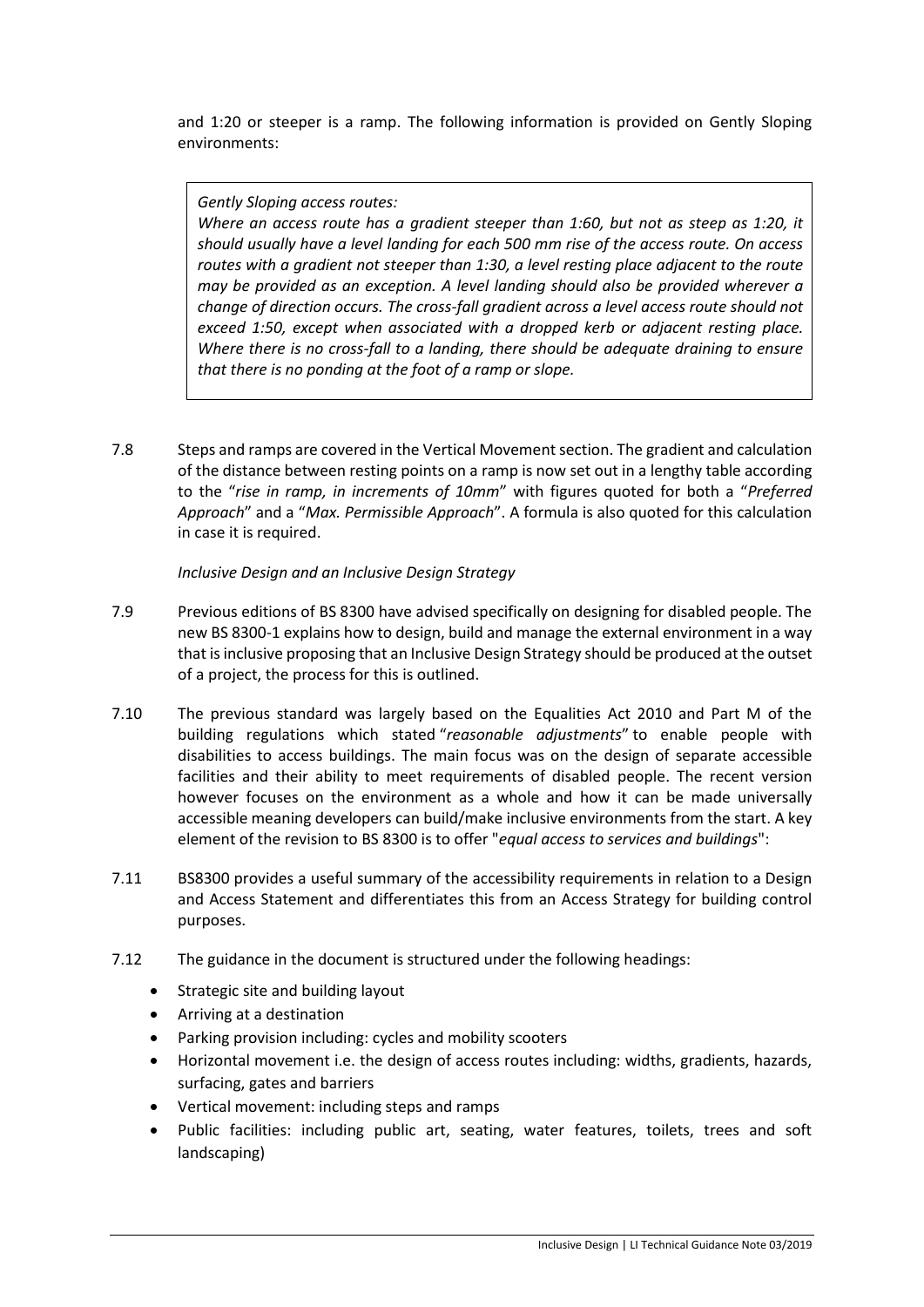and 1:20 or steeper is a ramp. The following information is provided on Gently Sloping environments:

> *Gently Sloping access routes:*
> *Where an access route has a gradient steeper than 1:60, but not as steep as 1:20, it should usually have a level landing for each 500 mm rise of the access route. On access routes with a gradient not steeper than 1:30, a level resting place adjacent to the route may be provided as an exception. A level landing should also be provided wherever a change of direction occurs. The cross-fall gradient across a level access route should not exceed 1:50, except when associated with a dropped kerb or adjacent resting place. Where there is no cross-fall to a landing, there should be adequate draining to ensure that there is no ponding at the foot of a ramp or slope.*

7.8 Steps and ramps are covered in the Vertical Movement section. The gradient and calculation of the distance between resting points on a ramp is now set out in a lengthy table according to the "*rise in ramp, in increments of 10mm*" with figures quoted for both a "*Preferred Approach*" and a "*Max. Permissible Approach*". A formula is also quoted for this calculation in case it is required.

*Inclusive Design and an Inclusive Design Strategy*

7.9 Previous editions of BS 8300 have advised specifically on designing for disabled people. The new BS 8300-1 explains how to design, build and manage the external environment in a way that is inclusive proposing that an Inclusive Design Strategy should be produced at the outset of a project, the process for this is outlined.

7.10 The previous standard was largely based on the Equalities Act 2010 and Part M of the building regulations which stated "*reasonable adjustments*" to enable people with disabilities to access buildings. The main focus was on the design of separate accessible facilities and their ability to meet requirements of disabled people. The recent version however focuses on the environment as a whole and how it can be made universally accessible meaning developers can build/make inclusive environments from the start. A key element of the revision to BS 8300 is to offer "*equal access to services and buildings*":

7.11 BS8300 provides a useful summary of the accessibility requirements in relation to a Design and Access Statement and differentiates this from an Access Strategy for building control purposes.

7.12 The guidance in the document is structured under the following headings:

- Strategic site and building layout
- Arriving at a destination
- Parking provision including: cycles and mobility scooters
- Horizontal movement i.e. the design of access routes including: widths, gradients, hazards, surfacing, gates and barriers
- Vertical movement: including steps and ramps
- Public facilities: including public art, seating, water features, toilets, trees and soft landscaping)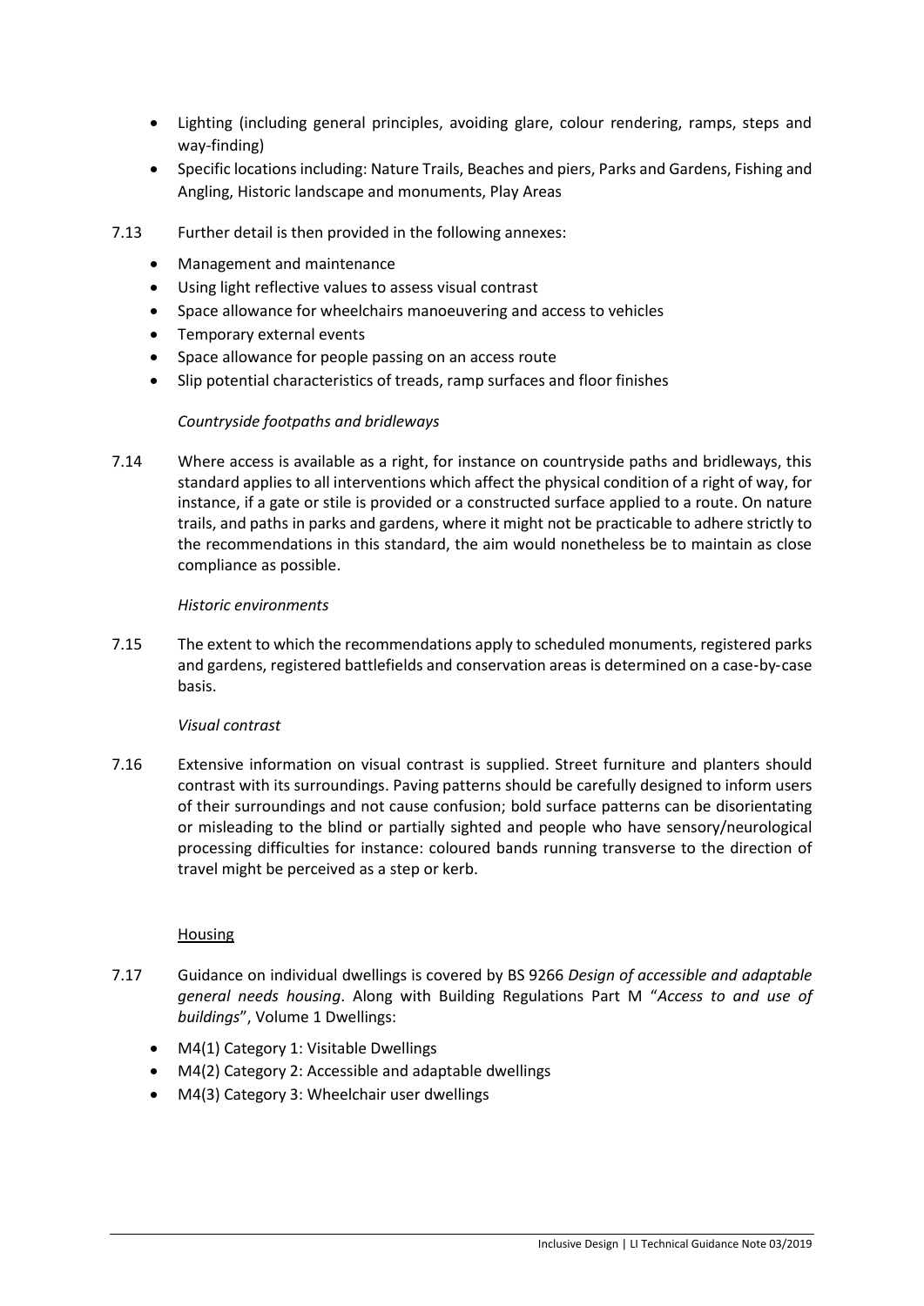- Lighting (including general principles, avoiding glare, colour rendering, ramps, steps and way-finding)
- Specific locations including: Nature Trails, Beaches and piers, Parks and Gardens, Fishing and Angling, Historic landscape and monuments, Play Areas

7.13 Further detail is then provided in the following annexes:

- Management and maintenance
- Using light reflective values to assess visual contrast
- Space allowance for wheelchairs manoeuvering and access to vehicles
- Temporary external events
- Space allowance for people passing on an access route
- Slip potential characteristics of treads, ramp surfaces and floor finishes

*Countryside footpaths and bridleways*

7.14 Where access is available as a right, for instance on countryside paths and bridleways, this standard applies to all interventions which affect the physical condition of a right of way, for instance, if a gate or stile is provided or a constructed surface applied to a route. On nature trails, and paths in parks and gardens, where it might not be practicable to adhere strictly to the recommendations in this standard, the aim would nonetheless be to maintain as close compliance as possible.

*Historic environments*

7.15 The extent to which the recommendations apply to scheduled monuments, registered parks and gardens, registered battlefields and conservation areas is determined on a case-by-case basis.

*Visual contrast*

7.16 Extensive information on visual contrast is supplied. Street furniture and planters should contrast with its surroundings. Paving patterns should be carefully designed to inform users of their surroundings and not cause confusion; bold surface patterns can be disorientating or misleading to the blind or partially sighted and people who have sensory/neurological processing difficulties for instance: coloured bands running transverse to the direction of travel might be perceived as a step or kerb.

Housing

7.17 Guidance on individual dwellings is covered by BS 9266 *Design of accessible and adaptable general needs housing*. Along with Building Regulations Part M "*Access to and use of buildings*", Volume 1 Dwellings:

- M4(1) Category 1: Visitable Dwellings
- M4(2) Category 2: Accessible and adaptable dwellings
- M4(3) Category 3: Wheelchair user dwellings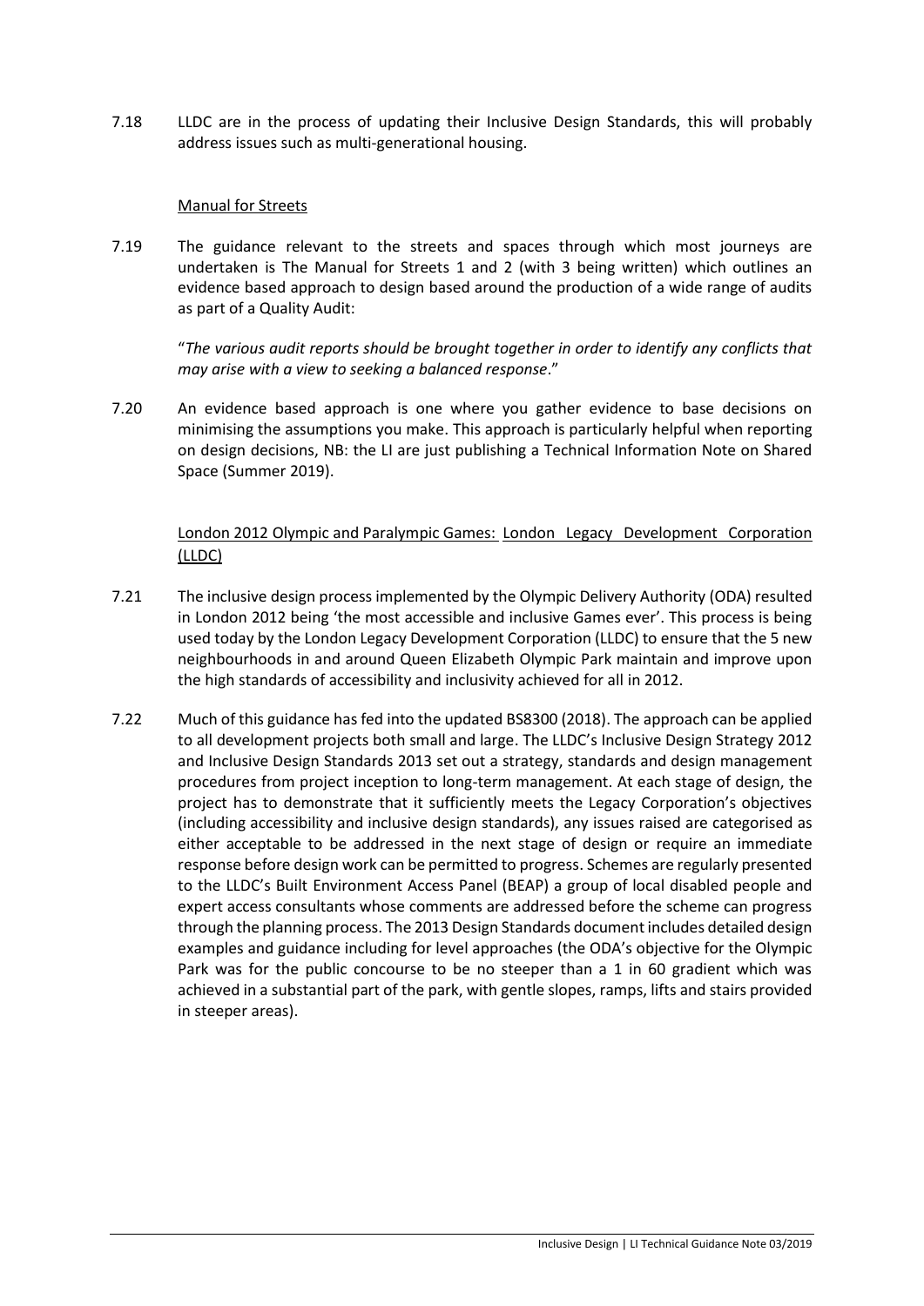7.18 LLDC are in the process of updating their Inclusive Design Standards, this will probably address issues such as multi-generational housing.

Manual for Streets

7.19 The guidance relevant to the streets and spaces through which most journeys are undertaken is The Manual for Streets 1 and 2 (with 3 being written) which outlines an evidence based approach to design based around the production of a wide range of audits as part of a Quality Audit:

> "*The various audit reports should be brought together in order to identify any conflicts that may arise with a view to seeking a balanced response*."

7.20 An evidence based approach is one where you gather evidence to base decisions on minimising the assumptions you make. This approach is particularly helpful when reporting on design decisions, NB: the LI are just publishing a Technical Information Note on Shared Space (Summer 2019).

London 2012 Olympic and Paralympic Games: London Legacy Development Corporation (LLDC)

7.21 The inclusive design process implemented by the Olympic Delivery Authority (ODA) resulted in London 2012 being 'the most accessible and inclusive Games ever'. This process is being used today by the London Legacy Development Corporation (LLDC) to ensure that the 5 new neighbourhoods in and around Queen Elizabeth Olympic Park maintain and improve upon the high standards of accessibility and inclusivity achieved for all in 2012.

7.22 Much of this guidance has fed into the updated BS8300 (2018). The approach can be applied to all development projects both small and large. The LLDC's Inclusive Design Strategy 2012 and Inclusive Design Standards 2013 set out a strategy, standards and design management procedures from project inception to long-term management. At each stage of design, the project has to demonstrate that it sufficiently meets the Legacy Corporation's objectives (including accessibility and inclusive design standards), any issues raised are categorised as either acceptable to be addressed in the next stage of design or require an immediate response before design work can be permitted to progress. Schemes are regularly presented to the LLDC's Built Environment Access Panel (BEAP) a group of local disabled people and expert access consultants whose comments are addressed before the scheme can progress through the planning process. The 2013 Design Standards document includes detailed design examples and guidance including for level approaches (the ODA's objective for the Olympic Park was for the public concourse to be no steeper than a 1 in 60 gradient which was achieved in a substantial part of the park, with gentle slopes, ramps, lifts and stairs provided in steeper areas).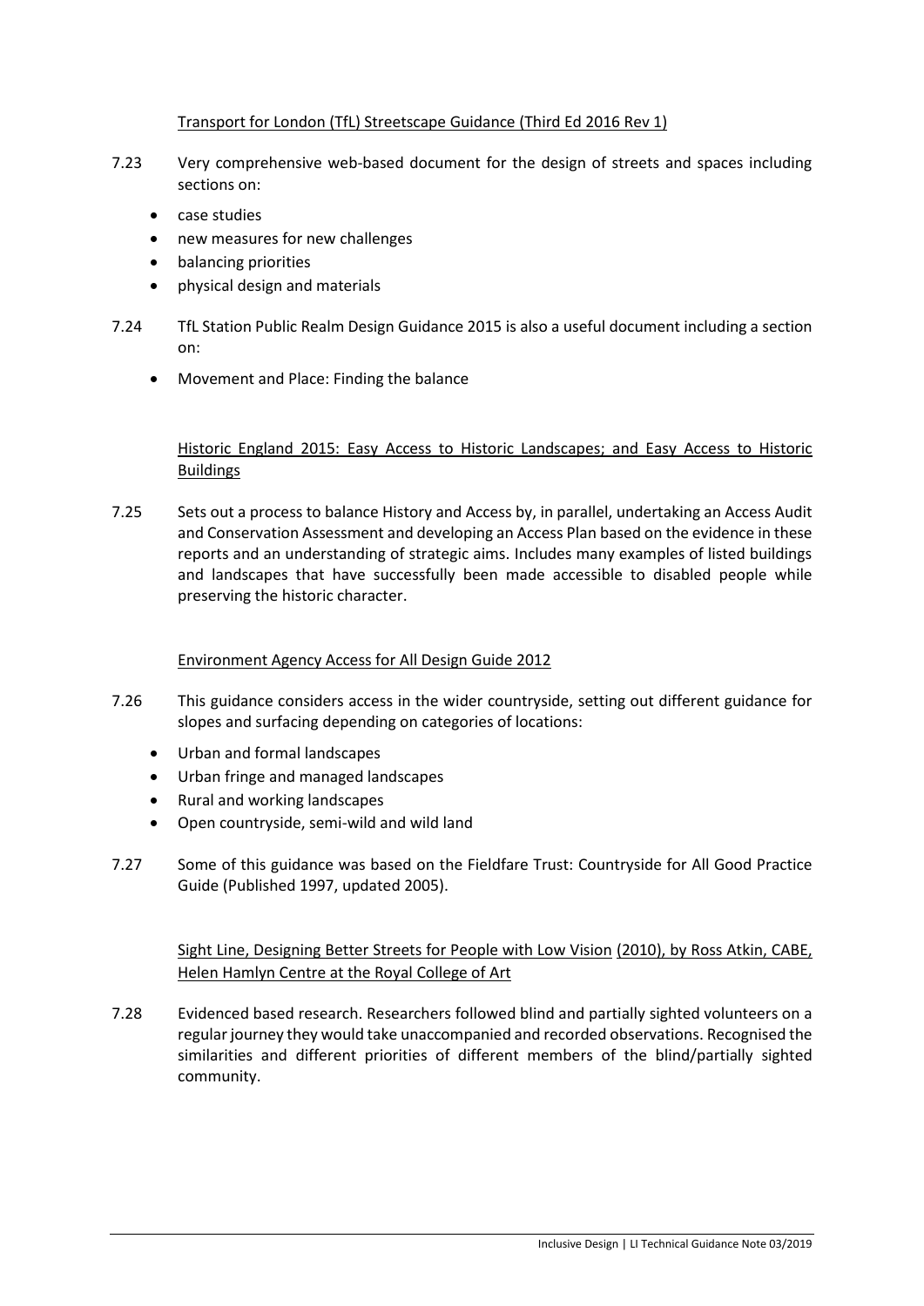Transport for London (TfL) Streetscape Guidance (Third Ed 2016 Rev 1)

7.23 Very comprehensive web-based document for the design of streets and spaces including sections on:

- case studies
- new measures for new challenges
- balancing priorities
- physical design and materials

7.24 TfL Station Public Realm Design Guidance 2015 is also a useful document including a section on:

- Movement and Place: Finding the balance

Historic England 2015: Easy Access to Historic Landscapes; and Easy Access to Historic Buildings

7.25 Sets out a process to balance History and Access by, in parallel, undertaking an Access Audit and Conservation Assessment and developing an Access Plan based on the evidence in these reports and an understanding of strategic aims. Includes many examples of listed buildings and landscapes that have successfully been made accessible to disabled people while preserving the historic character.

Environment Agency Access for All Design Guide 2012

7.26 This guidance considers access in the wider countryside, setting out different guidance for slopes and surfacing depending on categories of locations:

- Urban and formal landscapes
- Urban fringe and managed landscapes
- Rural and working landscapes
- Open countryside, semi-wild and wild land

7.27 Some of this guidance was based on the Fieldfare Trust: Countryside for All Good Practice Guide (Published 1997, updated 2005).

Sight Line, Designing Better Streets for People with Low Vision (2010), by Ross Atkin, CABE, Helen Hamlyn Centre at the Royal College of Art

7.28 Evidenced based research. Researchers followed blind and partially sighted volunteers on a regular journey they would take unaccompanied and recorded observations. Recognised the similarities and different priorities of different members of the blind/partially sighted community.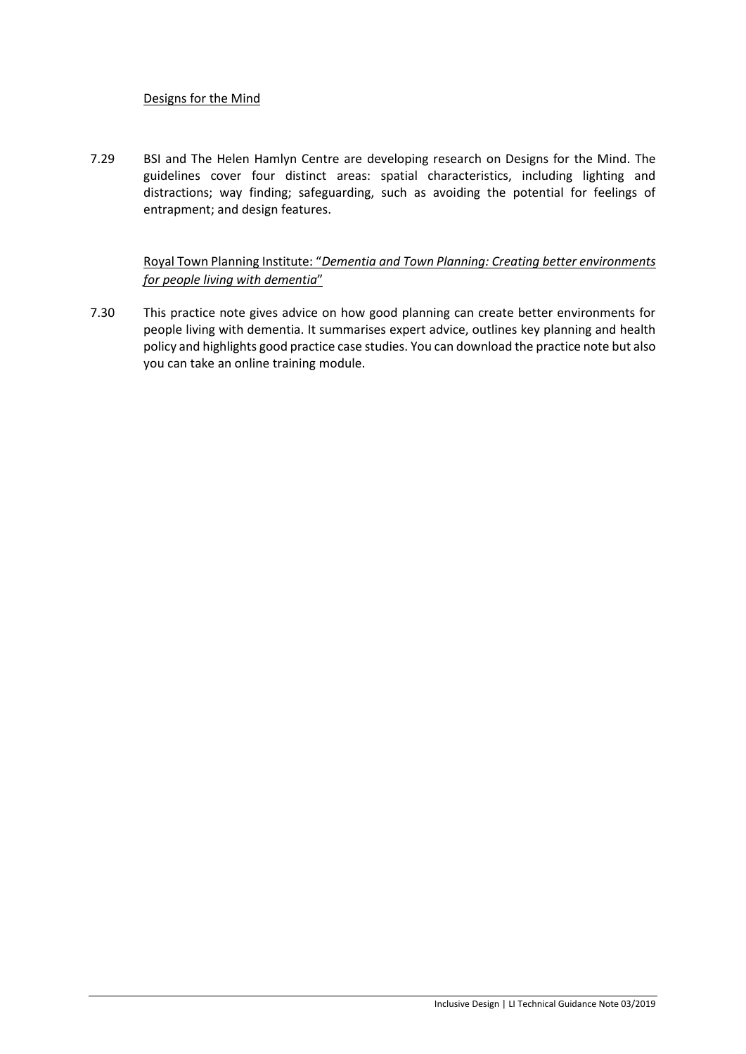Designs for the Mind

7.29 BSI and The Helen Hamlyn Centre are developing research on Designs for the Mind. The guidelines cover four distinct areas: spatial characteristics, including lighting and distractions; way finding; safeguarding, such as avoiding the potential for feelings of entrapment; and design features.

Royal Town Planning Institute: "*Dementia and Town Planning: Creating better environments for people living with dementia*"

7.30 This practice note gives advice on how good planning can create better environments for people living with dementia. It summarises expert advice, outlines key planning and health policy and highlights good practice case studies. You can download the practice note but also you can take an online training module.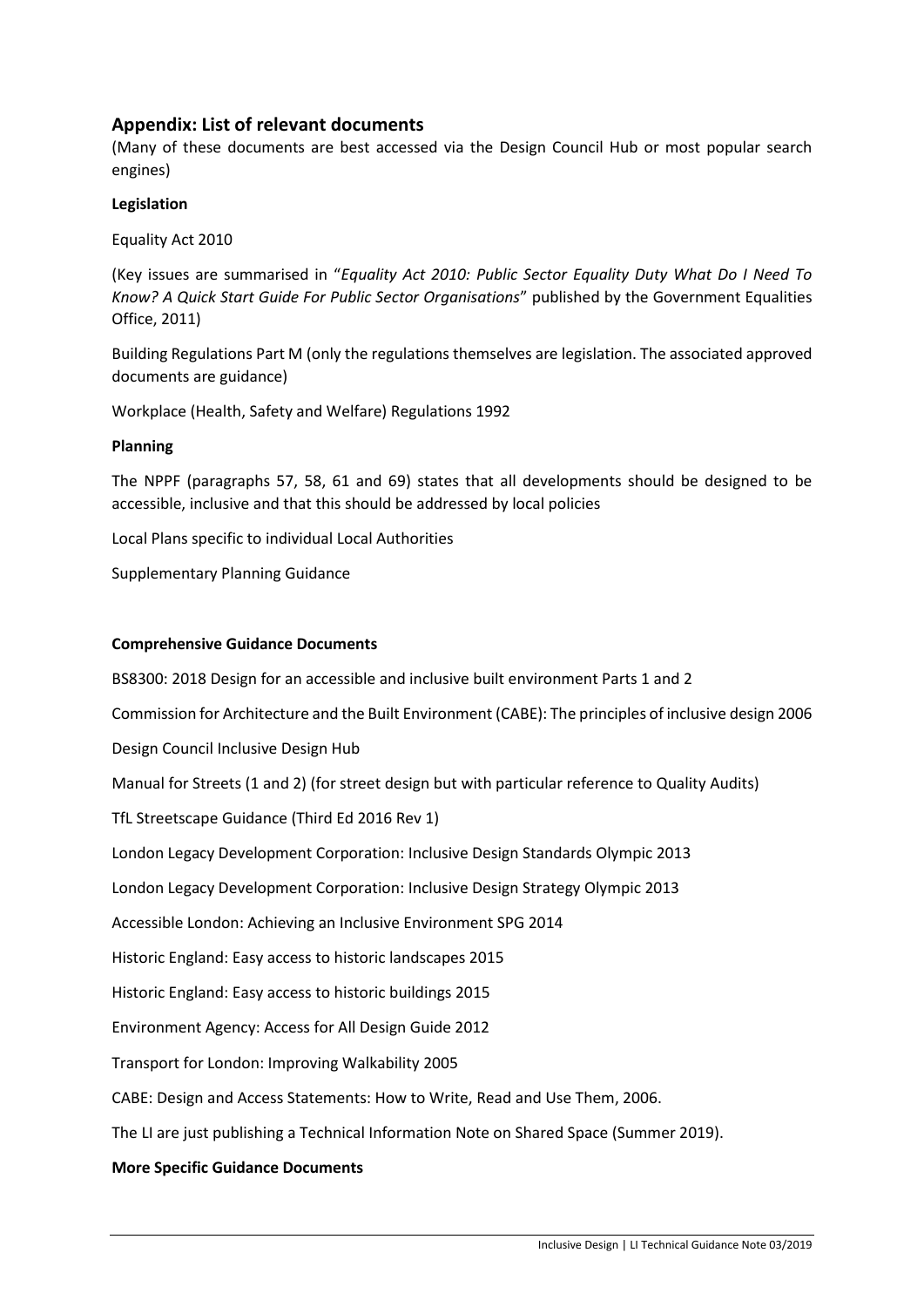## Appendix: List of relevant documents

(Many of these documents are best accessed via the Design Council Hub or most popular search engines)

**Legislation**

Equality Act 2010

(Key issues are summarised in "*Equality Act 2010: Public Sector Equality Duty What Do I Need To Know? A Quick Start Guide For Public Sector Organisations*" published by the Government Equalities Office, 2011)

Building Regulations Part M (only the regulations themselves are legislation. The associated approved documents are guidance)

Workplace (Health, Safety and Welfare) Regulations 1992

**Planning**

The NPPF (paragraphs 57, 58, 61 and 69) states that all developments should be designed to be accessible, inclusive and that this should be addressed by local policies

Local Plans specific to individual Local Authorities

Supplementary Planning Guidance

**Comprehensive Guidance Documents**

BS8300: 2018 Design for an accessible and inclusive built environment Parts 1 and 2

Commission for Architecture and the Built Environment (CABE): The principles of inclusive design 2006

Design Council Inclusive Design Hub

Manual for Streets (1 and 2) (for street design but with particular reference to Quality Audits)

TfL Streetscape Guidance (Third Ed 2016 Rev 1)

London Legacy Development Corporation: Inclusive Design Standards Olympic 2013

London Legacy Development Corporation: Inclusive Design Strategy Olympic 2013

Accessible London: Achieving an Inclusive Environment SPG 2014

Historic England: Easy access to historic landscapes 2015

Historic England: Easy access to historic buildings 2015

Environment Agency: Access for All Design Guide 2012

Transport for London: Improving Walkability 2005

CABE: Design and Access Statements: How to Write, Read and Use Them, 2006.

The LI are just publishing a Technical Information Note on Shared Space (Summer 2019).

**More Specific Guidance Documents**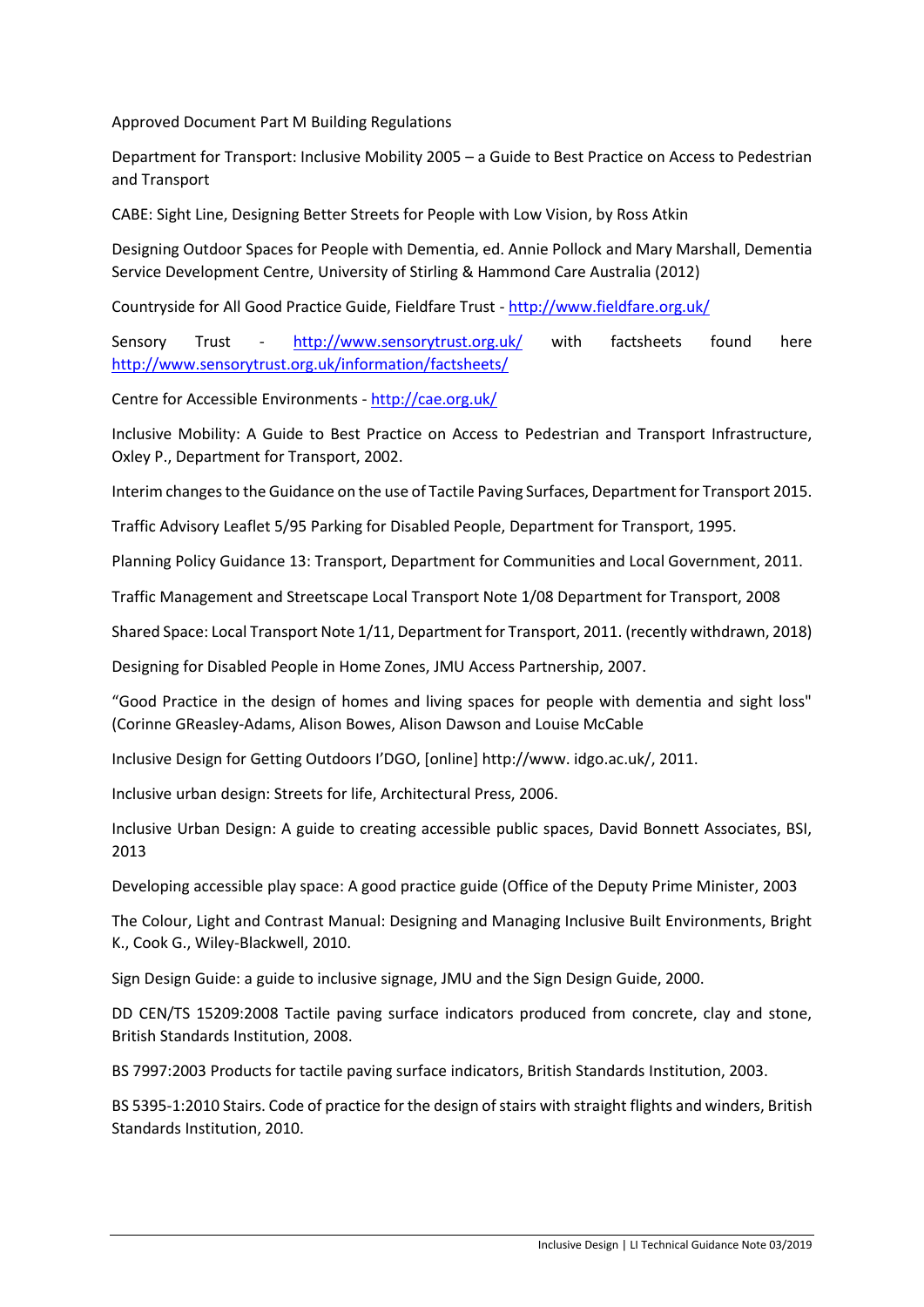Approved Document Part M Building Regulations

Department for Transport: Inclusive Mobility 2005 – a Guide to Best Practice on Access to Pedestrian and Transport

CABE: Sight Line, Designing Better Streets for People with Low Vision, by Ross Atkin

Designing Outdoor Spaces for People with Dementia, ed. Annie Pollock and Mary Marshall, Dementia Service Development Centre, University of Stirling & Hammond Care Australia (2012)

Countryside for All Good Practice Guide, Fieldfare Trust - http://www.fieldfare.org.uk/

Sensory Trust - http://www.sensorytrust.org.uk/ with factsheets found here http://www.sensorytrust.org.uk/information/factsheets/

Centre for Accessible Environments - http://cae.org.uk/

Inclusive Mobility: A Guide to Best Practice on Access to Pedestrian and Transport Infrastructure, Oxley P., Department for Transport, 2002.

Interim changes to the Guidance on the use of Tactile Paving Surfaces, Department for Transport 2015.

Traffic Advisory Leaflet 5/95 Parking for Disabled People, Department for Transport, 1995.

Planning Policy Guidance 13: Transport, Department for Communities and Local Government, 2011.

Traffic Management and Streetscape Local Transport Note 1/08 Department for Transport, 2008

Shared Space: Local Transport Note 1/11, Department for Transport, 2011. (recently withdrawn, 2018)

Designing for Disabled People in Home Zones, JMU Access Partnership, 2007.

"Good Practice in the design of homes and living spaces for people with dementia and sight loss" (Corinne GReasley-Adams, Alison Bowes, Alison Dawson and Louise McCable

Inclusive Design for Getting Outdoors I'DGO, [online] http://www. idgo.ac.uk/, 2011.

Inclusive urban design: Streets for life, Architectural Press, 2006.

Inclusive Urban Design: A guide to creating accessible public spaces, David Bonnett Associates, BSI, 2013

Developing accessible play space: A good practice guide (Office of the Deputy Prime Minister, 2003

The Colour, Light and Contrast Manual: Designing and Managing Inclusive Built Environments, Bright K., Cook G., Wiley-Blackwell, 2010.

Sign Design Guide: a guide to inclusive signage, JMU and the Sign Design Guide, 2000.

DD CEN/TS 15209:2008 Tactile paving surface indicators produced from concrete, clay and stone, British Standards Institution, 2008.

BS 7997:2003 Products for tactile paving surface indicators, British Standards Institution, 2003.

BS 5395-1:2010 Stairs. Code of practice for the design of stairs with straight flights and winders, British Standards Institution, 2010.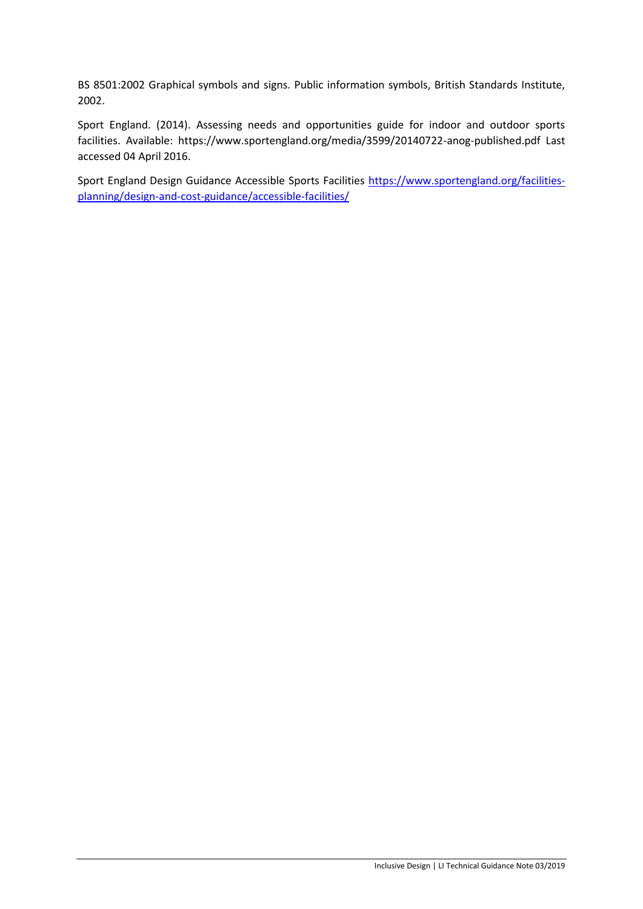BS 8501:2002 Graphical symbols and signs. Public information symbols, British Standards Institute, 2002.

Sport England. (2014). Assessing needs and opportunities guide for indoor and outdoor sports facilities. Available: https://www.sportengland.org/media/3599/20140722-anog-published.pdf Last accessed 04 April 2016.

Sport England Design Guidance Accessible Sports Facilities [https://www.sportengland.org/facilities-planning/design-and-cost-guidance/accessible-facilities/](https://www.sportengland.org/facilities-planning/design-and-cost-guidance/accessible-facilities/)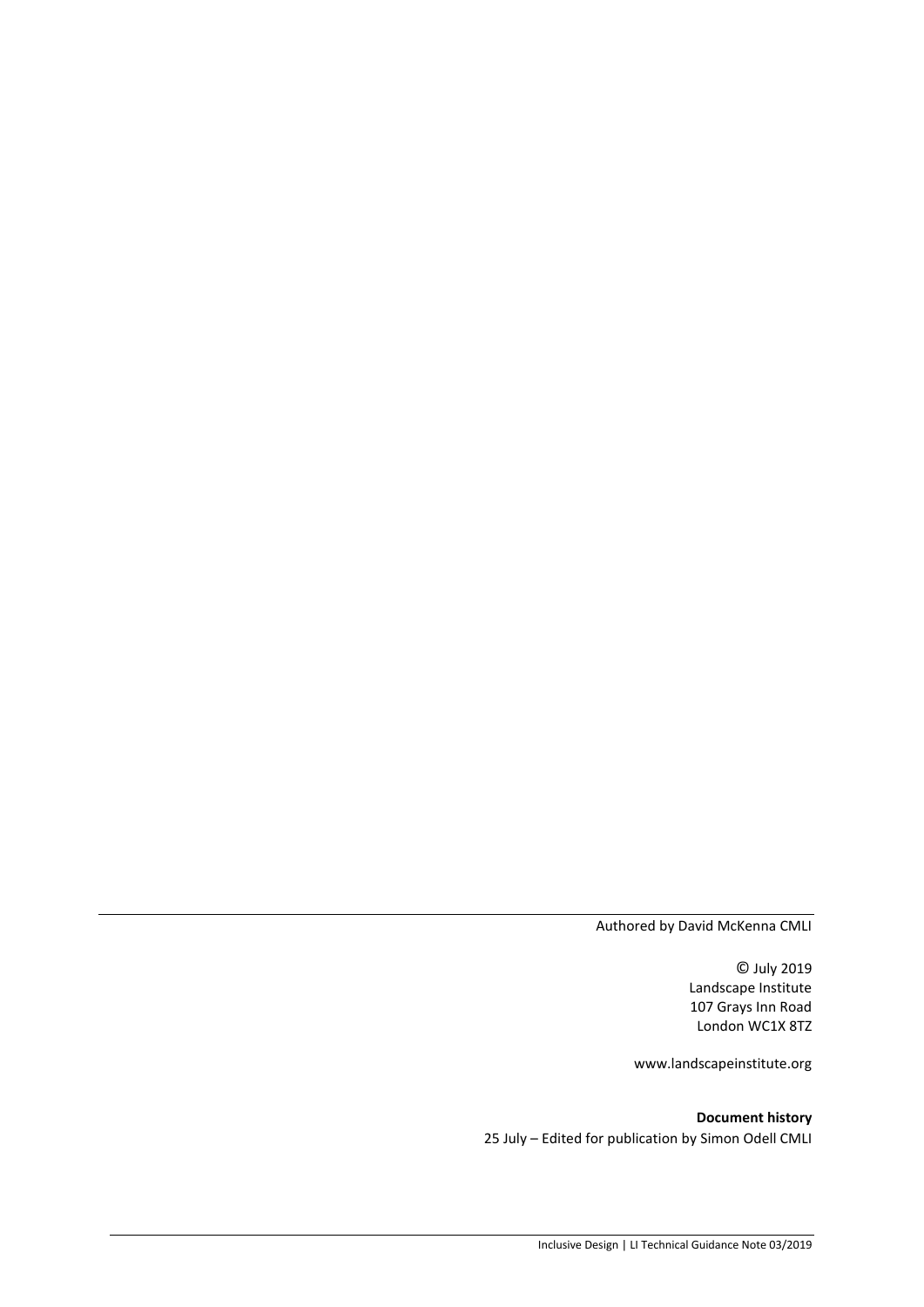Authored by David McKenna CMLI

© July 2019
Landscape Institute
107 Grays Inn Road
London WC1X 8TZ

www.landscapeinstitute.org

**Document history**

25 July – Edited for publication by Simon Odell CMLI